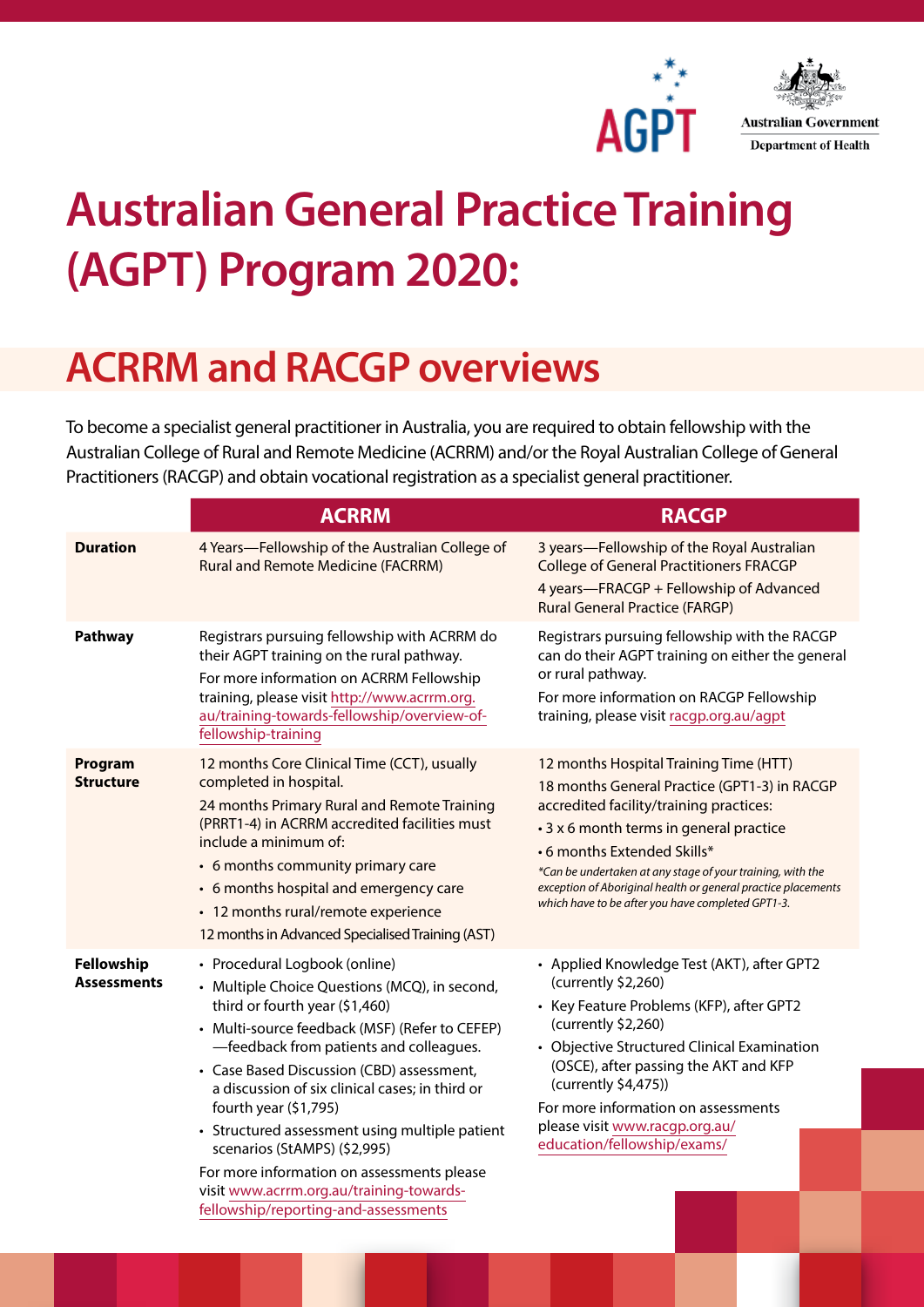# Australian General Practice Training (AGPT) Program 2020:

## ACRRM and RACGP overviews

To become a specialist general practitioner in Australia, you are required to obtain fellowship with the Australian College of Rural and Remote Medicine (ACRRM) and/or the Royal Australian College of General Practitioners (RACGP) and obtain vocational registration as a specialist general practitioner.

| | ACRRM | RACGP |
|---|---|---|
| **Duration** | 4 Years—Fellowship of the Australian College of Rural and Remote Medicine (FACRRM) | 3 years—Fellowship of the Royal Australian College of General Practitioners FRACGP<br>4 years—FRACGP + Fellowship of Advanced Rural General Practice (FARGP) |
| **Pathway** | Registrars pursuing fellowship with ACRRM do their AGPT training on the rural pathway.<br>For more information on ACRRM Fellowship training, please visit http://www.acrrm.org.au/training-towards-fellowship/overview-of-fellowship-training | Registrars pursuing fellowship with the RACGP can do their AGPT training on either the general or rural pathway.<br>For more information on RACGP Fellowship training, please visit racgp.org.au/agpt |
| **Program Structure** | 12 months Core Clinical Time (CCT), usually completed in hospital.<br>24 months Primary Rural and Remote Training (PRRT1-4) in ACRRM accredited facilities must include a minimum of:<br>• 6 months community primary care<br>• 6 months hospital and emergency care<br>• 12 months rural/remote experience<br>12 months in Advanced Specialised Training (AST) | 12 months Hospital Training Time (HTT)<br>18 months General Practice (GPT1-3) in RACGP accredited facility/training practices:<br>• 3 x 6 month terms in general practice<br>• 6 months Extended Skills*<br>*\*Can be undertaken at any stage of your training, with the exception of Aboriginal health or general practice placements which have to be after you have completed GPT1-3.* |
| **Fellowship Assessments** | • Procedural Logbook (online)<br>• Multiple Choice Questions (MCQ), in second, third or fourth year ($1,460)<br>• Multi-source feedback (MSF) (Refer to CEFEP) —feedback from patients and colleagues.<br>• Case Based Discussion (CBD) assessment, a discussion of six clinical cases; in third or fourth year ($1,795)<br>• Structured assessment using multiple patient scenarios (StAMPS) ($2,995)<br>For more information on assessments please visit www.acrrm.org.au/training-towards-fellowship/reporting-and-assessments | • Applied Knowledge Test (AKT), after GPT2 (currently $2,260)<br>• Key Feature Problems (KFP), after GPT2 (currently $2,260)<br>• Objective Structured Clinical Examination (OSCE), after passing the AKT and KFP (currently $4,475))<br>For more information on assessments please visit www.racgp.org.au/education/fellowship/exams/ |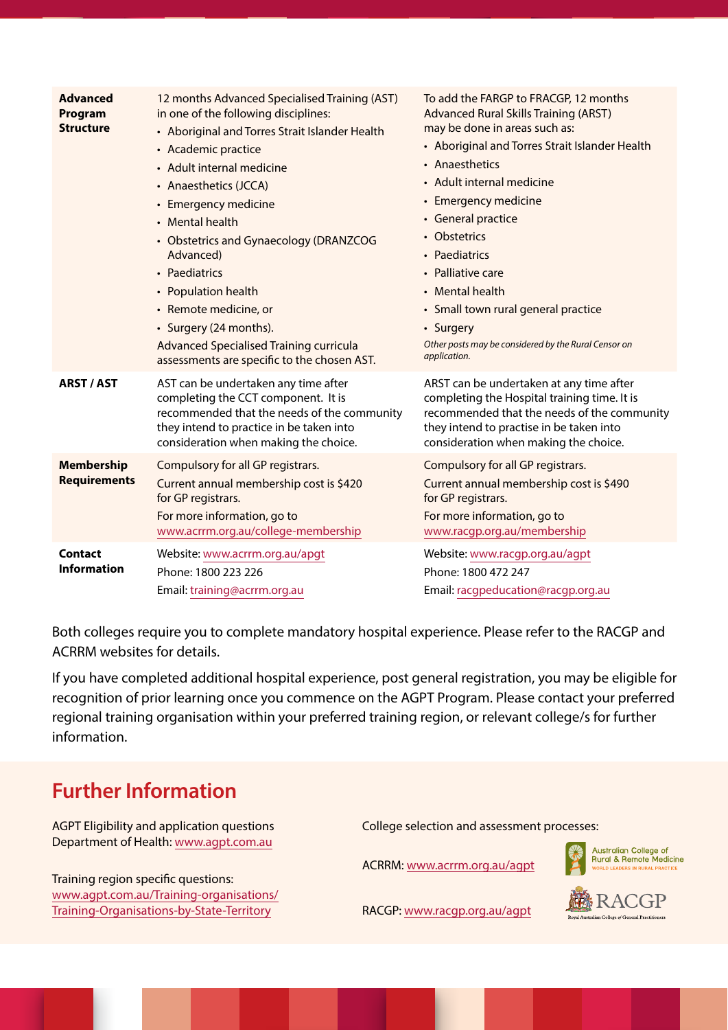| | | |
|---|---|---|
| **Advanced Program Structure** | 12 months Advanced Specialised Training (AST) in one of the following disciplines:<br>• Aboriginal and Torres Strait Islander Health<br>• Academic practice<br>• Adult internal medicine<br>• Anaesthetics (JCCA)<br>• Emergency medicine<br>• Mental health<br>• Obstetrics and Gynaecology (DRANZCOG Advanced)<br>• Paediatrics<br>• Population health<br>• Remote medicine, or<br>• Surgery (24 months).<br>Advanced Specialised Training curricula assessments are specific to the chosen AST. | To add the FARGP to FRACGP, 12 months Advanced Rural Skills Training (ARST) may be done in areas such as:<br>• Aboriginal and Torres Strait Islander Health<br>• Anaesthetics<br>• Adult internal medicine<br>• Emergency medicine<br>• General practice<br>• Obstetrics<br>• Paediatrics<br>• Palliative care<br>• Mental health<br>• Small town rural general practice<br>• Surgery<br>*Other posts may be considered by the Rural Censor on application.* |
| **ARST / AST** | AST can be undertaken any time after completing the CCT component. It is recommended that the needs of the community they intend to practice in be taken into consideration when making the choice. | ARST can be undertaken at any time after completing the Hospital training time. It is recommended that the needs of the community they intend to practise in be taken into consideration when making the choice. |
| **Membership Requirements** | Compulsory for all GP registrars.<br>Current annual membership cost is $420 for GP registrars.<br>For more information, go to www.acrrm.org.au/college-membership | Compulsory for all GP registrars.<br>Current annual membership cost is $490 for GP registrars.<br>For more information, go to www.racgp.org.au/membership |
| **Contact Information** | Website: www.acrrm.org.au/apgt<br>Phone: 1800 223 226<br>Email: training@acrrm.org.au | Website: www.racgp.org.au/agpt<br>Phone: 1800 472 247<br>Email: racgpeducation@racgp.org.au |

Both colleges require you to complete mandatory hospital experience. Please refer to the RACGP and ACRRM websites for details.

If you have completed additional hospital experience, post general registration, you may be eligible for recognition of prior learning once you commence on the AGPT Program. Please contact your preferred regional training organisation within your preferred training region, or relevant college/s for further information.

## Further Information

AGPT Eligibility and application questions
Department of Health: www.agpt.com.au

Training region specific questions:
www.agpt.com.au/Training-organisations/Training-Organisations-by-State-Territory

College selection and assessment processes:

ACRRM: www.acrrm.org.au/agpt

Australian College of Rural & Remote Medicine
WORLD LEADERS IN RURAL PRACTICE

RACGP: www.racgp.org.au/agpt

RACGP
Royal Australian College of General Practitioners